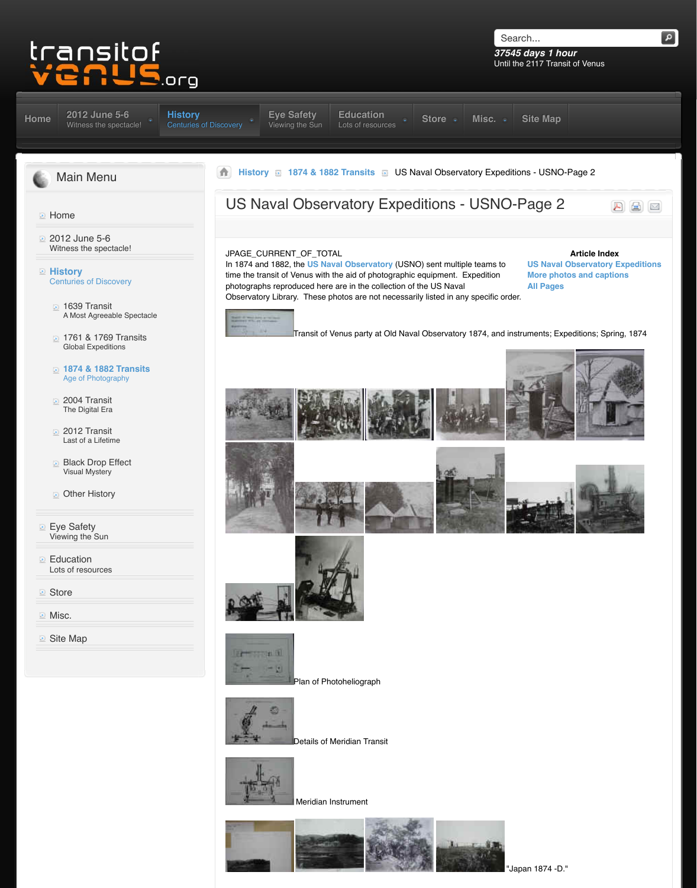transitof venus .org

Search...

*37545 days 1 hour*
Until the 2117 Transit of Venus

Home | 2012 June 5-6 Witness the spectacle! | History Centuries of Discovery | Eye Safety Viewing the Sun | Education Lots of resources | Store | Misc. | Site Map

## Main Menu

- Home
- 2012 June 5-6 Witness the spectacle!
- History Centuries of Discovery
  - 1639 Transit A Most Agreeable Spectacle
  - 1761 & 1769 Transits Global Expeditions
  - 1874 & 1882 Transits Age of Photography
  - 2004 Transit The Digital Era
  - 2012 Transit Last of a Lifetime
  - Black Drop Effect Visual Mystery
  - Other History
- Eye Safety Viewing the Sun
- Education Lots of resources
- Store
- Misc.
- Site Map

History » 1874 & 1882 Transits » US Naval Observatory Expeditions - USNO-Page 2

# US Naval Observatory Expeditions - USNO-Page 2

JPAGE_CURRENT_OF_TOTAL

In 1874 and 1882, the US Naval Observatory (USNO) sent multiple teams to time the transit of Venus with the aid of photographic equipment. Expedition photographs reproduced here are in the collection of the US Naval Observatory Library. These photos are not necessarily listed in any specific order.

**Article Index**

- US Naval Observatory Expeditions
- More photos and captions
- All Pages

Transit of Venus party at Old Naval Observatory 1874, and instruments; Expeditions; Spring, 1874

Plan of Photoheliograph

Details of Meridian Transit

Meridian Instrument

"Japan 1874 -D."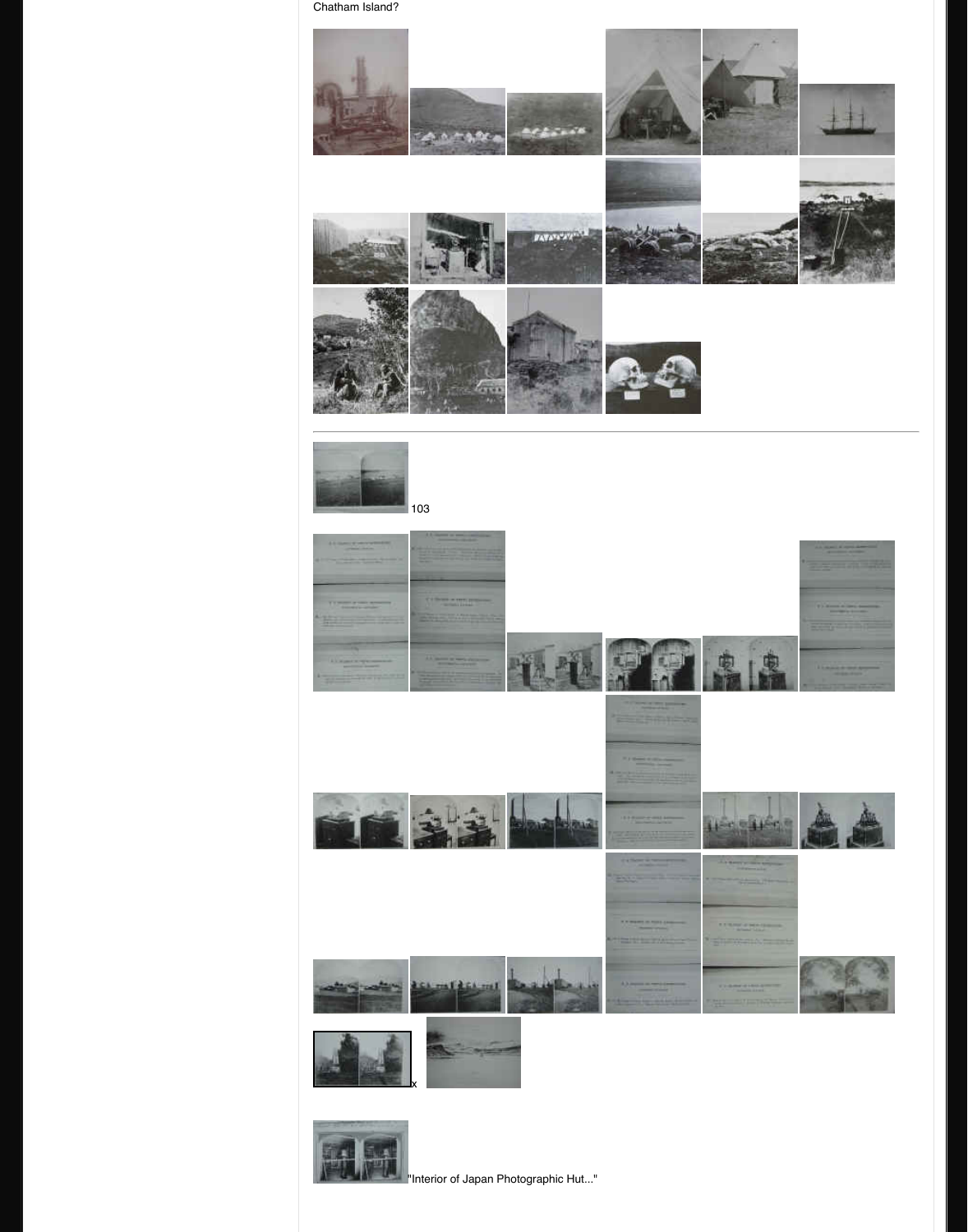Chatham Island?

103

x

"Interior of Japan Photographic Hut..."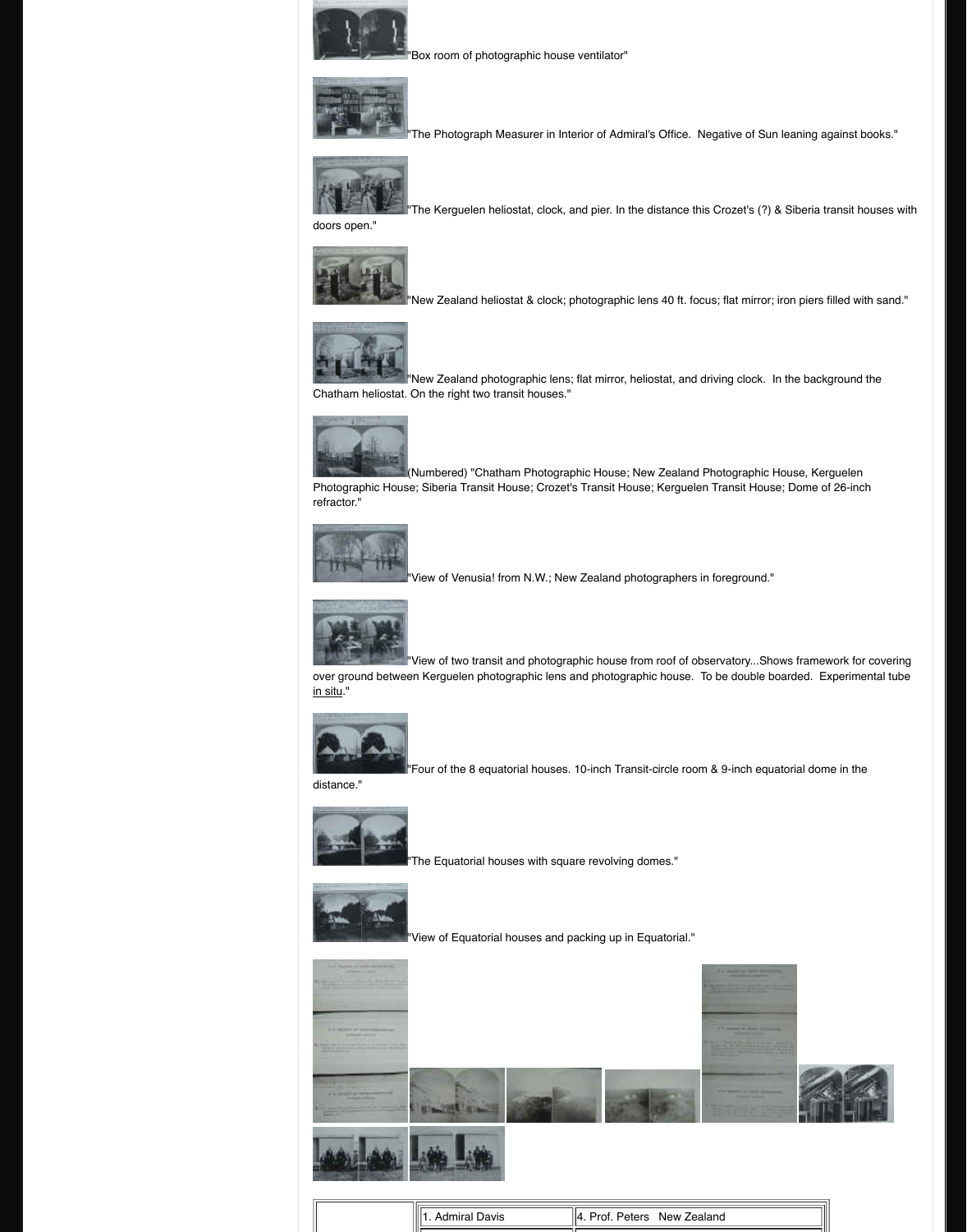"Box room of photographic house ventilator"

"The Photograph Measurer in Interior of Admiral's Office. Negative of Sun leaning against books."

"The Kerguelen heliostat, clock, and pier. In the distance this Crozet's (?) & Siberia transit houses with doors open."

"New Zealand heliostat & clock; photographic lens 40 ft. focus; flat mirror; iron piers filled with sand."

"New Zealand photographic lens; flat mirror, heliostat, and driving clock. In the background the Chatham heliostat. On the right two transit houses."

(Numbered) "Chatham Photographic House; New Zealand Photographic House, Kerguelen Photographic House; Siberia Transit House; Crozet's Transit House; Kerguelen Transit House; Dome of 26-inch refractor."

"View of Venusia! from N.W.; New Zealand photographers in foreground."

"View of two transit and photographic house from roof of observatory...Shows framework for covering over ground between Kerguelen photographic lens and photographic house. To be double boarded. Experimental tube in situ."

"Four of the 8 equatorial houses. 10-inch Transit-circle room & 9-inch equatorial dome in the distance."

"The Equatorial houses with square revolving domes."

"View of Equatorial houses and packing up in Equatorial."

| | 1. Admiral Davis | 4. Prof. Peters New Zealand |
|---|---|---|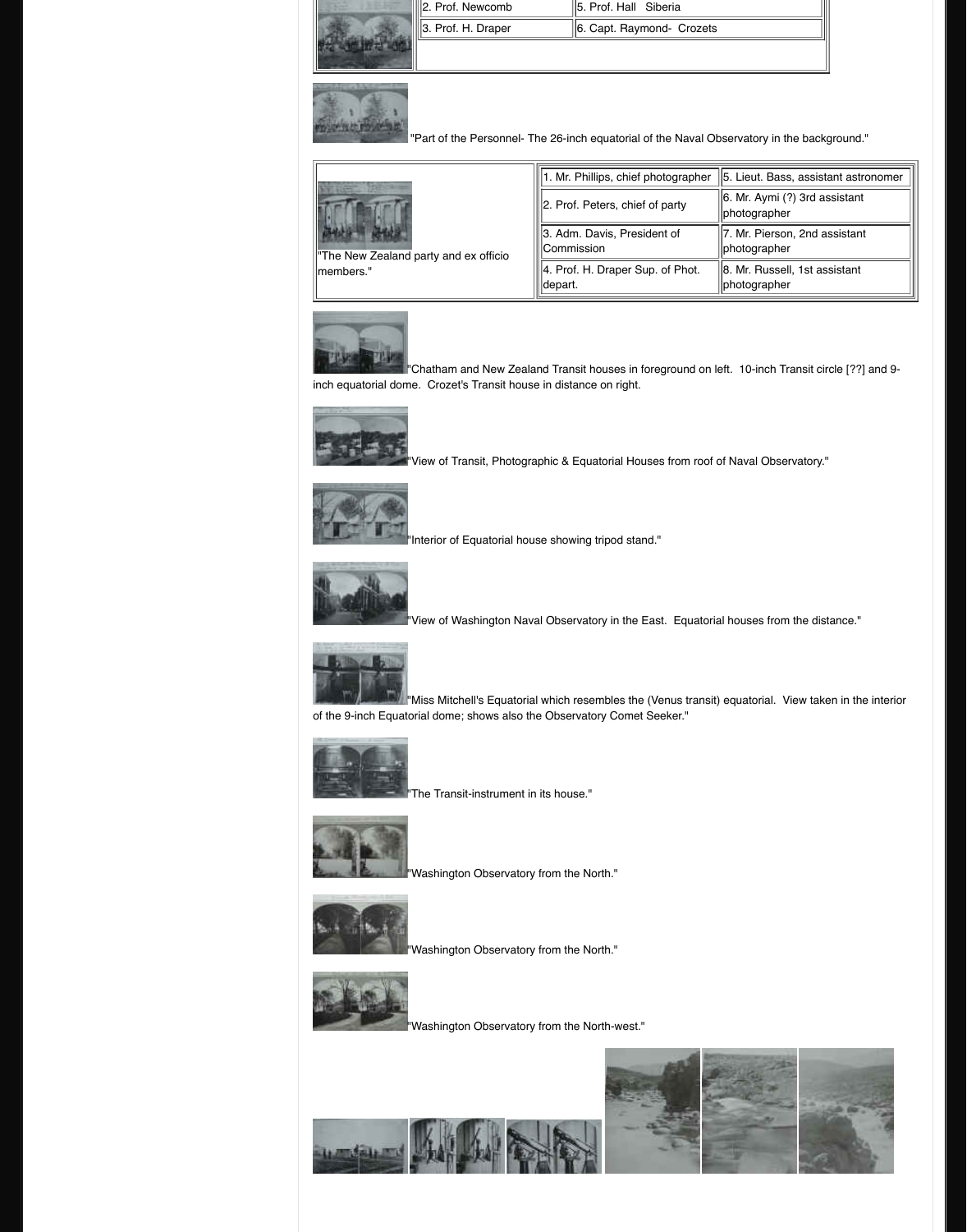| | 2. Prof. Newcomb | 5. Prof. Hall Siberia |
|---|---|---|
| | 3. Prof. H. Draper | 6. Capt. Raymond- Crozets |

"Part of the Personnel- The 26-inch equatorial of the Naval Observatory in the background."

| "The New Zealand party and ex officio members." | 1. Mr. Phillips, chief photographer | 5. Lieut. Bass, assistant astronomer |
|---|---|---|
| | 2. Prof. Peters, chief of party | 6. Mr. Aymi (?) 3rd assistant photographer |
| | 3. Adm. Davis, President of Commission | 7. Mr. Pierson, 2nd assistant photographer |
| | 4. Prof. H. Draper Sup. of Phot. depart. | 8. Mr. Russell, 1st assistant photographer |

"Chatham and New Zealand Transit houses in foreground on left. 10-inch Transit circle [??] and 9-inch equatorial dome. Crozet's Transit house in distance on right.

"View of Transit, Photographic & Equatorial Houses from roof of Naval Observatory."

"Interior of Equatorial house showing tripod stand."

"View of Washington Naval Observatory in the East. Equatorial houses from the distance."

"Miss Mitchell's Equatorial which resembles the (Venus transit) equatorial. View taken in the interior of the 9-inch Equatorial dome; shows also the Observatory Comet Seeker."

"The Transit-instrument in its house."

"Washington Observatory from the North."

"Washington Observatory from the North."

"Washington Observatory from the North-west."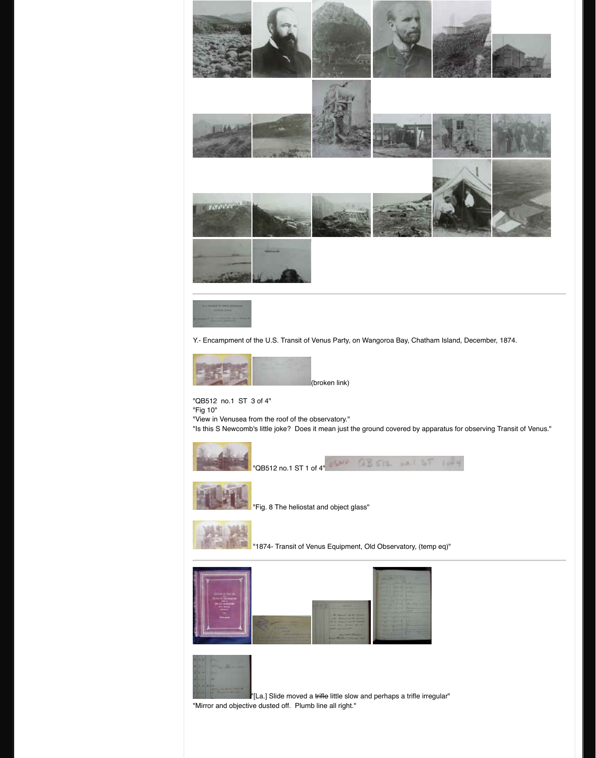---

Y.- Encampment of the U.S. Transit of Venus Party, on Wangoroa Bay, Chatham Island, December, 1874.

(broken link)

"QB512 no.1 ST 3 of 4"
"Fig 10"
"View in Venusea from the roof of the observatory."
"Is this S Newcomb's little joke? Does it mean just the ground covered by apparatus for observing Transit of Venus."

"QB512 no.1 ST 1 of 4"

"Fig. 8 The heliostat and object glass"

"1874- Transit of Venus Equipment, Old Observatory, (temp eq)"

---

"[La.] Slide moved a ~~trifle~~ little slow and perhaps a trifle irregular"
"Mirror and objective dusted off. Plumb line all right."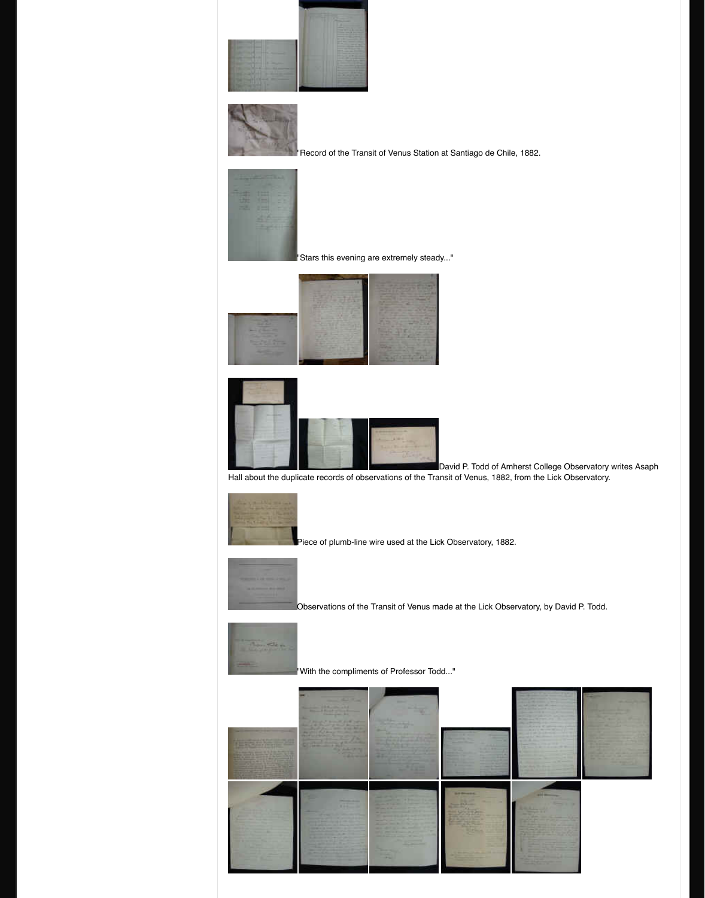"Record of the Transit of Venus Station at Santiago de Chile, 1882.

"Stars this evening are extremely steady..."

David P. Todd of Amherst College Observatory writes Asaph Hall about the duplicate records of observations of the Transit of Venus, 1882, from the Lick Observatory.

Piece of plumb-line wire used at the Lick Observatory, 1882.

Observations of the Transit of Venus made at the Lick Observatory, by David P. Todd.

"With the compliments of Professor Todd..."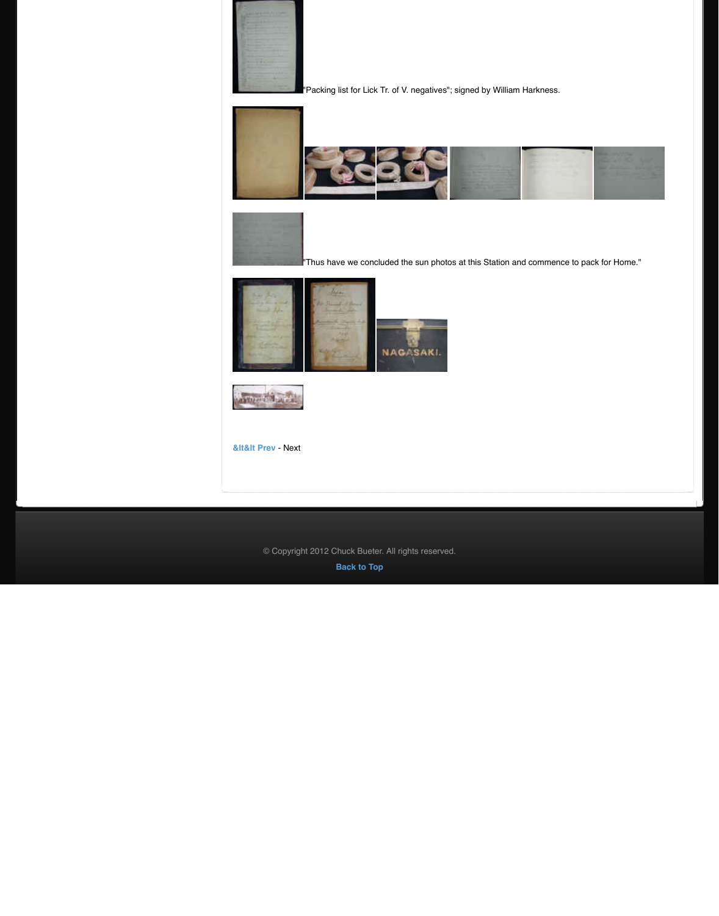"Packing list for Lick Tr. of V. negatives"; signed by William Harkness.

"Thus have we concluded the sun photos at this Station and commence to pack for Home."

&lt&lt Prev - Next

© Copyright 2012 Chuck Bueter. All rights reserved.

Back to Top